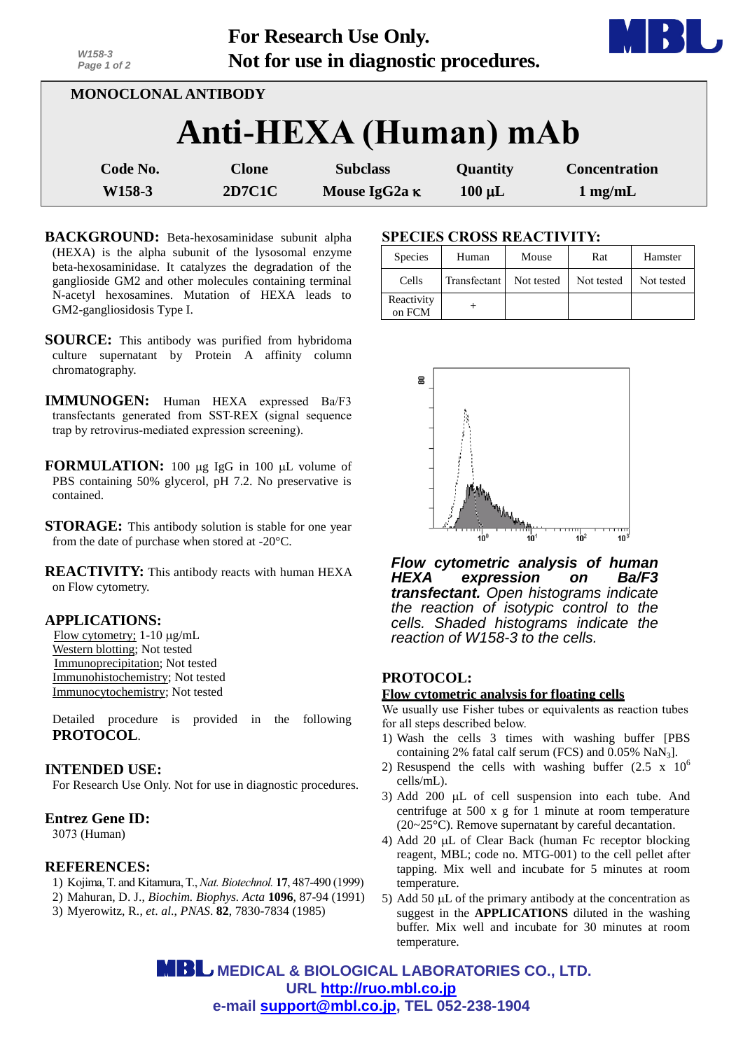**For Research Use Only.**
**Not for use in diagnostic procedures.**

MONOCLONAL ANTIBODY

# Anti-HEXA (Human) mAb

| Code No. | Clone | Subclass | Quantity | Concentration |
|---|---|---|---|---|
| W158-3 | 2D7C1C | Mouse IgG2a κ | 100 μL | 1 mg/mL |

**BACKGROUND:** Beta-hexosaminidase subunit alpha (HEXA) is the alpha subunit of the lysosomal enzyme beta-hexosaminidase. It catalyzes the degradation of the ganglioside GM2 and other molecules containing terminal N-acetyl hexosamines. Mutation of HEXA leads to GM2-gangliosidosis Type I.

**SOURCE:** This antibody was purified from hybridoma culture supernatant by Protein A affinity column chromatography.

**IMMUNOGEN:** Human HEXA expressed Ba/F3 transfectants generated from SST-REX (signal sequence trap by retrovirus-mediated expression screening).

**FORMULATION:** 100 μg IgG in 100 μL volume of PBS containing 50% glycerol, pH 7.2. No preservative is contained.

**STORAGE:** This antibody solution is stable for one year from the date of purchase when stored at -20°C.

**REACTIVITY:** This antibody reacts with human HEXA on Flow cytometry.

**APPLICATIONS:**

Flow cytometry; 1-10 μg/mL
Western blotting; Not tested
Immunoprecipitation; Not tested
Immunohistochemistry; Not tested
Immunocytochemistry; Not tested

Detailed procedure is provided in the following **PROTOCOL**.

**INTENDED USE:**

For Research Use Only. Not for use in diagnostic procedures.

**Entrez Gene ID:**

3073 (Human)

**REFERENCES:**

1) Kojima, T. and Kitamura, T., *Nat. Biotechnol.* **17**, 487-490 (1999)
2) Mahuran, D. J., *Biochim. Biophys. Acta* **1096**, 87-94 (1991)
3) Myerowitz, R., *et. al*., *PNAS*. **82**, 7830-7834 (1985)

**SPECIES CROSS REACTIVITY:**

| Species | Human | Mouse | Rat | Hamster |
|---|---|---|---|---|
| Cells | Transfectant | Not tested | Not tested | Not tested |
| Reactivity on FCM | + | | | |

***Flow cytometric analysis of human HEXA expression on Ba/F3 transfectant.*** *Open histograms indicate the reaction of isotypic control to the cells. Shaded histograms indicate the reaction of W158-3 to the cells.*

**PROTOCOL:**

**Flow cytometric analysis for floating cells**

We usually use Fisher tubes or equivalents as reaction tubes for all steps described below.

1) Wash the cells 3 times with washing buffer [PBS containing 2% fatal calf serum (FCS) and 0.05% $NaN_3$].
2) Resuspend the cells with washing buffer ($2.5 \times 10^6$ cells/mL).
3) Add 200 μL of cell suspension into each tube. And centrifuge at 500 x g for 1 minute at room temperature (20~25°C). Remove supernatant by careful decantation.
4) Add 20 μL of Clear Back (human Fc receptor blocking reagent, MBL; code no. MTG-001) to the cell pellet after tapping. Mix well and incubate for 5 minutes at room temperature.
5) Add 50 μL of the primary antibody at the concentration as suggest in the **APPLICATIONS** diluted in the washing buffer. Mix well and incubate for 30 minutes at room temperature.

**MEDICAL & BIOLOGICAL LABORATORIES CO., LTD.**
URL http://ruo.mbl.co.jp
e-mail support@mbl.co.jp, TEL 052-238-1904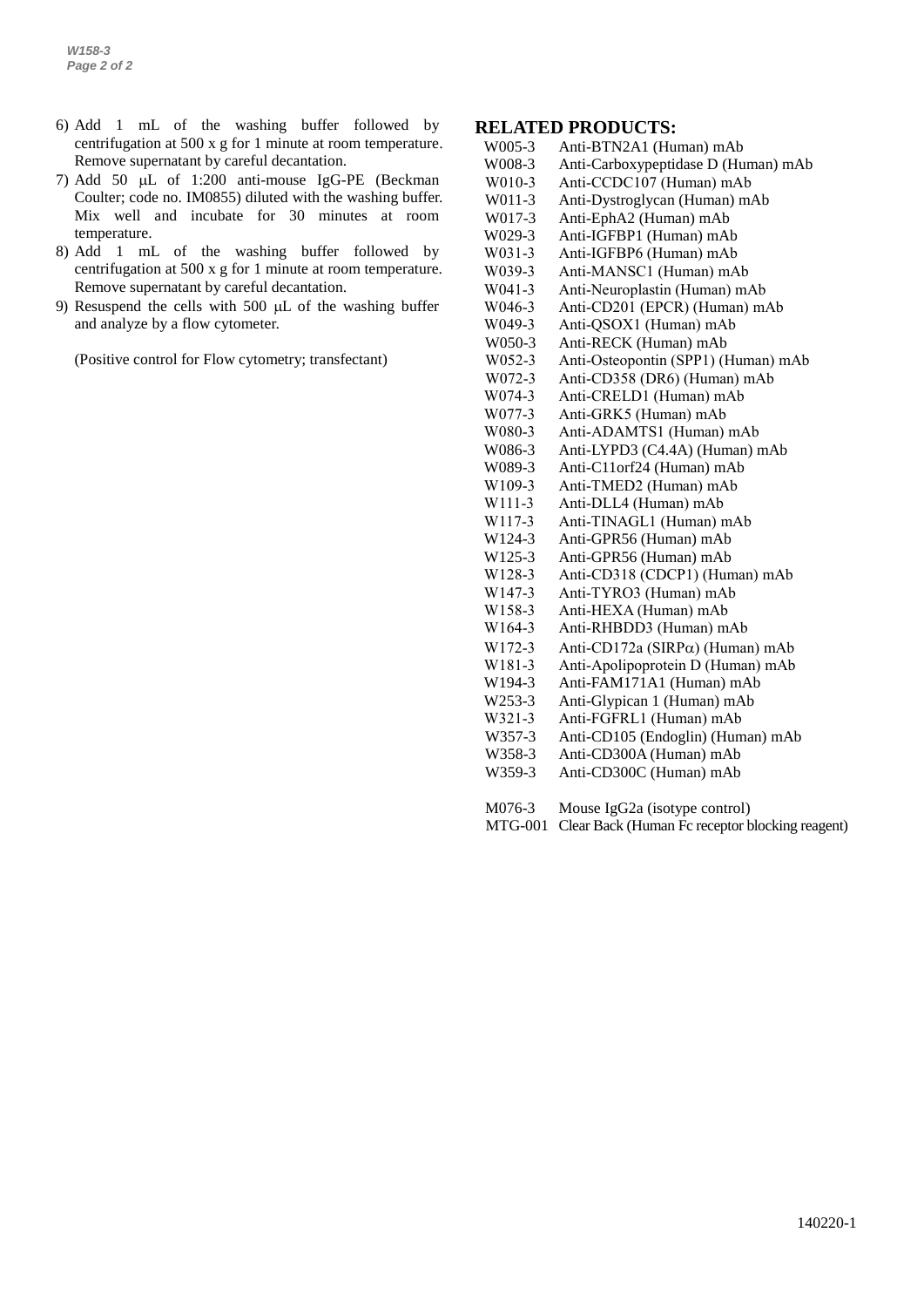6) Add 1 mL of the washing buffer followed by centrifugation at 500 x g for 1 minute at room temperature. Remove supernatant by careful decantation.
7) Add 50 μL of 1:200 anti-mouse IgG-PE (Beckman Coulter; code no. IM0855) diluted with the washing buffer. Mix well and incubate for 30 minutes at room temperature.
8) Add 1 mL of the washing buffer followed by centrifugation at 500 x g for 1 minute at room temperature. Remove supernatant by careful decantation.
9) Resuspend the cells with 500 μL of the washing buffer and analyze by a flow cytometer.

(Positive control for Flow cytometry; transfectant)

## RELATED PRODUCTS:

| | |
|---|---|
| W005-3 | Anti-BTN2A1 (Human) mAb |
| W008-3 | Anti-Carboxypeptidase D (Human) mAb |
| W010-3 | Anti-CCDC107 (Human) mAb |
| W011-3 | Anti-Dystroglycan (Human) mAb |
| W017-3 | Anti-EphA2 (Human) mAb |
| W029-3 | Anti-IGFBP1 (Human) mAb |
| W031-3 | Anti-IGFBP6 (Human) mAb |
| W039-3 | Anti-MANSC1 (Human) mAb |
| W041-3 | Anti-Neuroplastin (Human) mAb |
| W046-3 | Anti-CD201 (EPCR) (Human) mAb |
| W049-3 | Anti-QSOX1 (Human) mAb |
| W050-3 | Anti-RECK (Human) mAb |
| W052-3 | Anti-Osteopontin (SPP1) (Human) mAb |
| W072-3 | Anti-CD358 (DR6) (Human) mAb |
| W074-3 | Anti-CRELD1 (Human) mAb |
| W077-3 | Anti-GRK5 (Human) mAb |
| W080-3 | Anti-ADAMTS1 (Human) mAb |
| W086-3 | Anti-LYPD3 (C4.4A) (Human) mAb |
| W089-3 | Anti-C11orf24 (Human) mAb |
| W109-3 | Anti-TMED2 (Human) mAb |
| W111-3 | Anti-DLL4 (Human) mAb |
| W117-3 | Anti-TINAGL1 (Human) mAb |
| W124-3 | Anti-GPR56 (Human) mAb |
| W125-3 | Anti-GPR56 (Human) mAb |
| W128-3 | Anti-CD318 (CDCP1) (Human) mAb |
| W147-3 | Anti-TYRO3 (Human) mAb |
| W158-3 | Anti-HEXA (Human) mAb |
| W164-3 | Anti-RHBDD3 (Human) mAb |
| W172-3 | Anti-CD172a (SIRPα) (Human) mAb |
| W181-3 | Anti-Apolipoprotein D (Human) mAb |
| W194-3 | Anti-FAM171A1 (Human) mAb |
| W253-3 | Anti-Glypican 1 (Human) mAb |
| W321-3 | Anti-FGFRL1 (Human) mAb |
| W357-3 | Anti-CD105 (Endoglin) (Human) mAb |
| W358-3 | Anti-CD300A (Human) mAb |
| W359-3 | Anti-CD300C (Human) mAb |
| | |
| M076-3 | Mouse IgG2a (isotype control) |
| MTG-001 | Clear Back (Human Fc receptor blocking reagent) |

140220-1